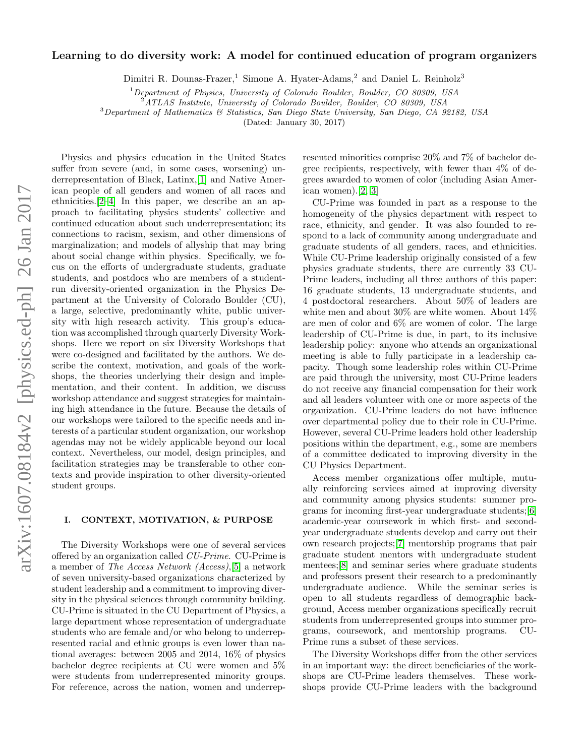# Learning to do diversity work: A model for continued education of program organizers

Dimitri R. Dounas-Frazer,[1] Simone A. Hyater-Adams,[2] and Daniel L. Reinholz[3]

[1] *Department of Physics, University of Colorado Boulder, Boulder, CO 80309, USA*
[2] *ATLAS Institute, University of Colorado Boulder, Boulder, CO 80309, USA*
[3] *Department of Mathematics & Statistics, San Diego State University, San Diego, CA 92182, USA*

(Dated: January 30, 2017)

Physics and physics education in the United States suffer from severe (and, in some cases, worsening) underrepresentation of Black, Latinx,[1] and Native American people of all genders and women of all races and ethnicities.[2–4] In this paper, we describe an an approach to facilitating physics students' collective and continued education about such underrepresentation; its connections to racism, sexism, and other dimensions of marginalization; and models of allyship that may bring about social change within physics. Specifically, we focus on the efforts of undergraduate students, graduate students, and postdocs who are members of a student-run diversity-oriented organization in the Physics Department at the University of Colorado Boulder (CU), a large, selective, predominantly white, public university with high research activity. This group's education was accomplished through quarterly Diversity Workshops. Here we report on six Diversity Workshops that were co-designed and facilitated by the authors. We describe the context, motivation, and goals of the workshops, the theories underlying their design and implementation, and their content. In addition, we discuss workshop attendance and suggest strategies for maintaining high attendance in the future. Because the details of our workshops were tailored to the specific needs and interests of a particular student organization, our workshop agendas may not be widely applicable beyond our local context. Nevertheless, our model, design principles, and facilitation strategies may be transferable to other contexts and provide inspiration to other diversity-oriented student groups.

## I. CONTEXT, MOTIVATION, & PURPOSE

The Diversity Workshops were one of several services offered by an organization called *CU-Prime*. CU-Prime is a member of *The Access Network (Access)*,[5] a network of seven university-based organizations characterized by student leadership and a commitment to improving diversity in the physical sciences through community building. CU-Prime is situated in the CU Department of Physics, a large department whose representation of undergraduate students who are female and/or who belong to underrepresented racial and ethnic groups is even lower than national averages: between 2005 and 2014, 16% of physics bachelor degree recipients at CU were women and 5% were students from underrepresented minority groups. For reference, across the nation, women and underrepresented minorities comprise 20% and 7% of bachelor degree recipients, respectively, with fewer than 4% of degrees awarded to women of color (including Asian American women).[2, 3]

CU-Prime was founded in part as a response to the homogeneity of the physics department with respect to race, ethnicity, and gender. It was also founded to respond to a lack of community among undergraduate and graduate students of all genders, races, and ethnicities. While CU-Prime leadership originally consisted of a few physics graduate students, there are currently 33 CU-Prime leaders, including all three authors of this paper: 16 graduate students, 13 undergraduate students, and 4 postdoctoral researchers. About 50% of leaders are white men and about 30% are white women. About 14% are men of color and 6% are women of color. The large leadership of CU-Prime is due, in part, to its inclusive leadership policy: anyone who attends an organizational meeting is able to fully participate in a leadership capacity. Though some leadership roles within CU-Prime are paid through the university, most CU-Prime leaders do not receive any financial compensation for their work and all leaders volunteer with one or more aspects of the organization. CU-Prime leaders do not have influence over departmental policy due to their role in CU-Prime. However, several CU-Prime leaders hold other leadership positions within the department, e.g., some are members of a committee dedicated to improving diversity in the CU Physics Department.

Access member organizations offer multiple, mutually reinforcing services aimed at improving diversity and community among physics students: summer programs for incoming first-year undergraduate students;[6] academic-year coursework in which first- and second-year undergraduate students develop and carry out their own research projects;[7] mentorship programs that pair graduate student mentors with undergraduate student mentees;[8] and seminar series where graduate students and professors present their research to a predominantly undergraduate audience. While the seminar series is open to all students regardless of demographic background, Access member organizations specifically recruit students from underrepresented groups into summer programs, coursework, and mentorship programs. CU-Prime runs a subset of these services.

The Diversity Workshops differ from the other services in an important way: the direct beneficiaries of the workshops are CU-Prime leaders themselves. These workshops provide CU-Prime leaders with the background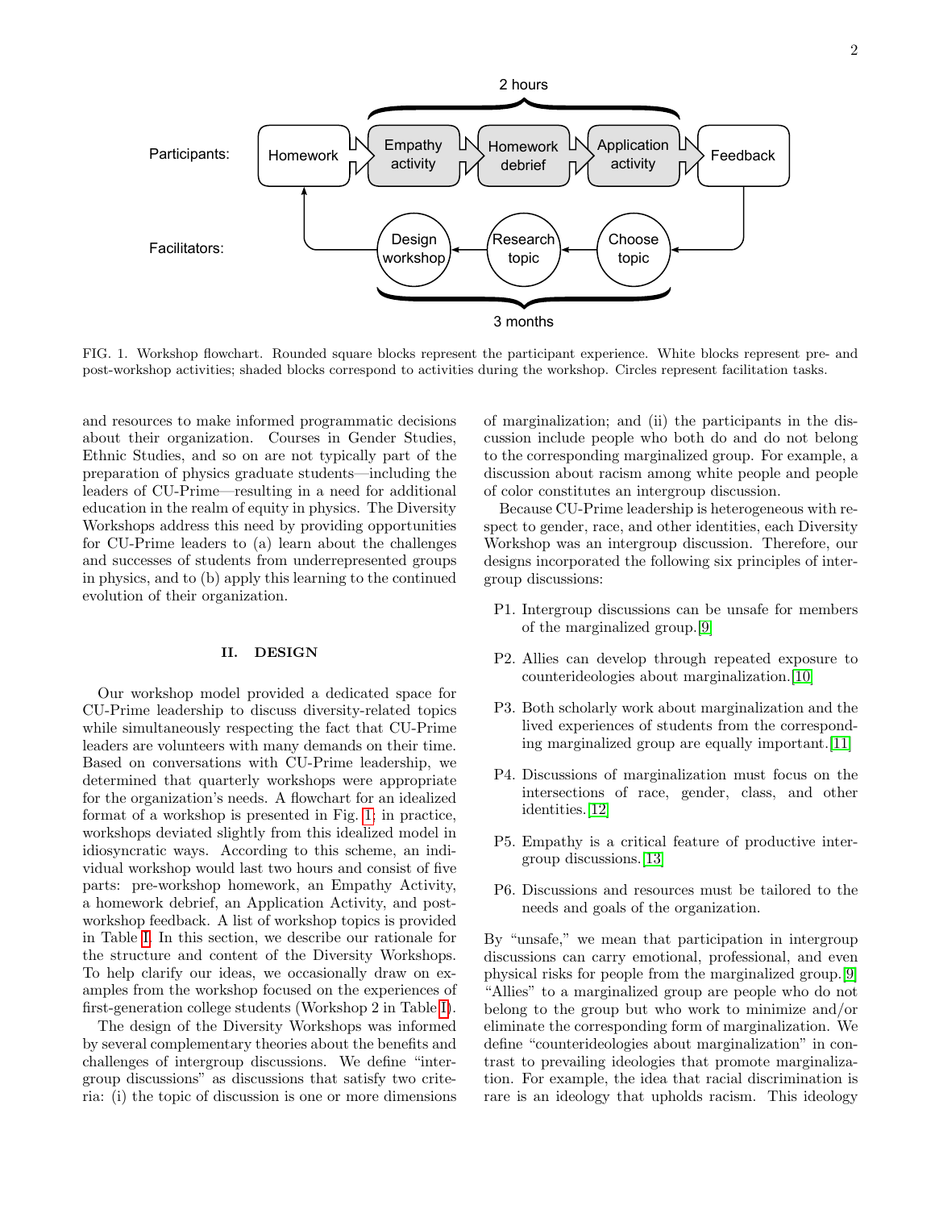2 hours

Participants:

Homework

Empathy activity

Homework debrief

Application activity

Feedback

Facilitators:

Design workshop

Research topic

Choose topic

3 months

FIG. 1. Workshop flowchart. Rounded square blocks represent the participant experience. White blocks represent pre- and post-workshop activities; shaded blocks correspond to activities during the workshop. Circles represent facilitation tasks.

and resources to make informed programmatic decisions about their organization. Courses in Gender Studies, Ethnic Studies, and so on are not typically part of the preparation of physics graduate students—including the leaders of CU-Prime—resulting in a need for additional education in the realm of equity in physics. The Diversity Workshops address this need by providing opportunities for CU-Prime leaders to (a) learn about the challenges and successes of students from underrepresented groups in physics, and to (b) apply this learning to the continued evolution of their organization.

## II. DESIGN

Our workshop model provided a dedicated space for CU-Prime leadership to discuss diversity-related topics while simultaneously respecting the fact that CU-Prime leaders are volunteers with many demands on their time. Based on conversations with CU-Prime leadership, we determined that quarterly workshops were appropriate for the organization's needs. A flowchart for an idealized format of a workshop is presented in Fig. 1; in practice, workshops deviated slightly from this idealized model in idiosyncratic ways. According to this scheme, an individual workshop would last two hours and consist of five parts: pre-workshop homework, an Empathy Activity, a homework debrief, an Application Activity, and post-workshop feedback. A list of workshop topics is provided in Table I. In this section, we describe our rationale for the structure and content of the Diversity Workshops. To help clarify our ideas, we occasionally draw on examples from the workshop focused on the experiences of first-generation college students (Workshop 2 in Table I).

The design of the Diversity Workshops was informed by several complementary theories about the benefits and challenges of intergroup discussions. We define "intergroup discussions" as discussions that satisfy two criteria: (i) the topic of discussion is one or more dimensions of marginalization; and (ii) the participants in the discussion include people who both do and do not belong to the corresponding marginalized group. For example, a discussion about racism among white people and people of color constitutes an intergroup discussion.

Because CU-Prime leadership is heterogeneous with respect to gender, race, and other identities, each Diversity Workshop was an intergroup discussion. Therefore, our designs incorporated the following six principles of intergroup discussions:

- P1. Intergroup discussions can be unsafe for members of the marginalized group.[9]
- P2. Allies can develop through repeated exposure to counterideologies about marginalization.[10]
- P3. Both scholarly work about marginalization and the lived experiences of students from the corresponding marginalized group are equally important.[11]
- P4. Discussions of marginalization must focus on the intersections of race, gender, class, and other identities.[12]
- P5. Empathy is a critical feature of productive intergroup discussions.[13]
- P6. Discussions and resources must be tailored to the needs and goals of the organization.

By "unsafe," we mean that participation in intergroup discussions can carry emotional, professional, and even physical risks for people from the marginalized group.[9] "Allies" to a marginalized group are people who do not belong to the group but who work to minimize and/or eliminate the corresponding form of marginalization. We define "counterideologies about marginalization" in contrast to prevailing ideologies that promote marginalization. For example, the idea that racial discrimination is rare is an ideology that upholds racism. This ideology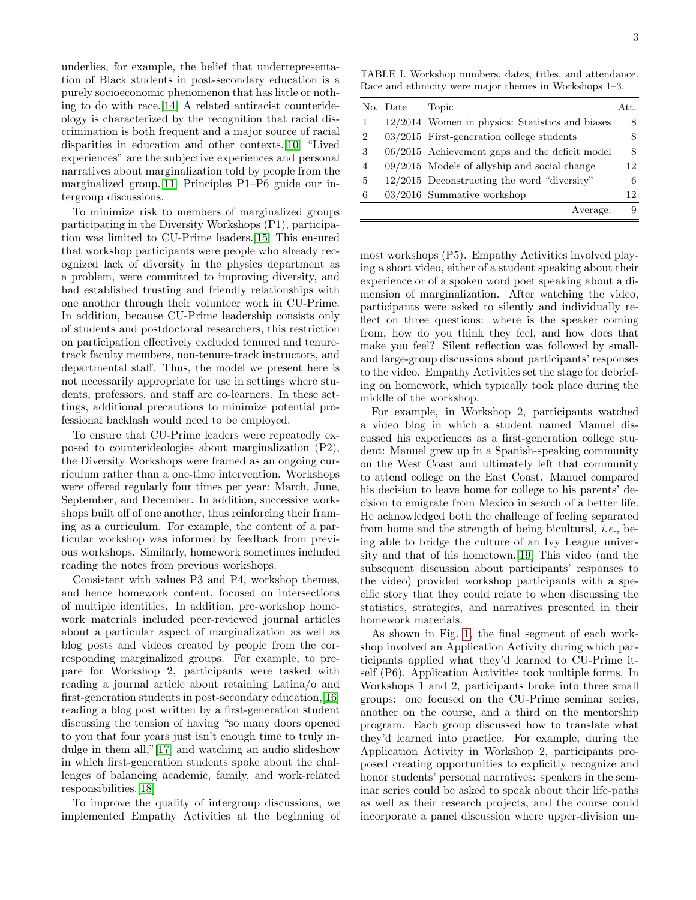underlies, for example, the belief that underrepresentation of Black students in post-secondary education is a purely socioeconomic phenomenon that has little or nothing to do with race.[14] A related antiracist counterideology is characterized by the recognition that racial discrimination is both frequent and a major source of racial disparities in education and other contexts.[10] "Lived experiences" are the subjective experiences and personal narratives about marginalization told by people from the marginalized group.[11] Principles P1–P6 guide our intergroup discussions.

To minimize risk to members of marginalized groups participating in the Diversity Workshops (P1), participation was limited to CU-Prime leaders.[15] This ensured that workshop participants were people who already recognized lack of diversity in the physics department as a problem, were committed to improving diversity, and had established trusting and friendly relationships with one another through their volunteer work in CU-Prime. In addition, because CU-Prime leadership consists only of students and postdoctoral researchers, this restriction on participation effectively excluded tenured and tenure-track faculty members, non-tenure-track instructors, and departmental staff. Thus, the model we present here is not necessarily appropriate for use in settings where students, professors, and staff are co-learners. In these settings, additional precautions to minimize potential professional backlash would need to be employed.

To ensure that CU-Prime leaders were repeatedly exposed to counterideologies about marginalization (P2), the Diversity Workshops were framed as an ongoing curriculum rather than a one-time intervention. Workshops were offered regularly four times per year: March, June, September, and December. In addition, successive workshops built off of one another, thus reinforcing their framing as a curriculum. For example, the content of a particular workshop was informed by feedback from previous workshops. Similarly, homework sometimes included reading the notes from previous workshops.

Consistent with values P3 and P4, workshop themes, and hence homework content, focused on intersections of multiple identities. In addition, pre-workshop homework materials included peer-reviewed journal articles about a particular aspect of marginalization as well as blog posts and videos created by people from the corresponding marginalized groups. For example, to prepare for Workshop 2, participants were tasked with reading a journal article about retaining Latina/o and first-generation students in post-secondary education,[16] reading a blog post written by a first-generation student discussing the tension of having "so many doors opened to you that four years just isn't enough time to truly indulge in them all,"[17] and watching an audio slideshow in which first-generation students spoke about the challenges of balancing academic, family, and work-related responsibilities.[18]

To improve the quality of intergroup discussions, we implemented Empathy Activities at the beginning of most workshops (P5). Empathy Activities involved playing a short video, either of a student speaking about their experience or of a spoken word poet speaking about a dimension of marginalization. After watching the video, participants were asked to silently and individually reflect on three questions: where is the speaker coming from, how do you think they feel, and how does that make you feel? Silent reflection was followed by small- and large-group discussions about participants' responses to the video. Empathy Activities set the stage for debriefing on homework, which typically took place during the middle of the workshop.

TABLE I. Workshop numbers, dates, titles, and attendance. Race and ethnicity were major themes in Workshops 1–3.

| No. | Date | Topic | Att. |
|---|---|---|---|
| 1 | 12/2014 | Women in physics: Statistics and biases | 8 |
| 2 | 03/2015 | First-generation college students | 8 |
| 3 | 06/2015 | Achievement gaps and the deficit model | 8 |
| 4 | 09/2015 | Models of allyship and social change | 12 |
| 5 | 12/2015 | Deconstructing the word "diversity" | 6 |
| 6 | 03/2016 | Summative workshop | 12 |
| | | Average: | 9 |

For example, in Workshop 2, participants watched a video blog in which a student named Manuel discussed his experiences as a first-generation college student: Manuel grew up in a Spanish-speaking community on the West Coast and ultimately left that community to attend college on the East Coast. Manuel compared his decision to leave home for college to his parents' decision to emigrate from Mexico in search of a better life. He acknowledged both the challenge of feeling separated from home and the strength of being bicultural, *i.e.*, being able to bridge the culture of an Ivy League university and that of his hometown.[19] This video (and the subsequent discussion about participants' responses to the video) provided workshop participants with a specific story that they could relate to when discussing the statistics, strategies, and narratives presented in their homework materials.

As shown in Fig. 1, the final segment of each workshop involved an Application Activity during which participants applied what they'd learned to CU-Prime itself (P6). Application Activities took multiple forms. In Workshops 1 and 2, participants broke into three small groups: one focused on the CU-Prime seminar series, another on the course, and a third on the mentorship program. Each group discussed how to translate what they'd learned into practice. For example, during the Application Activity in Workshop 2, participants proposed creating opportunities to explicitly recognize and honor students' personal narratives: speakers in the seminar series could be asked to speak about their life-paths as well as their research projects, and the course could incorporate a panel discussion where upper-division un-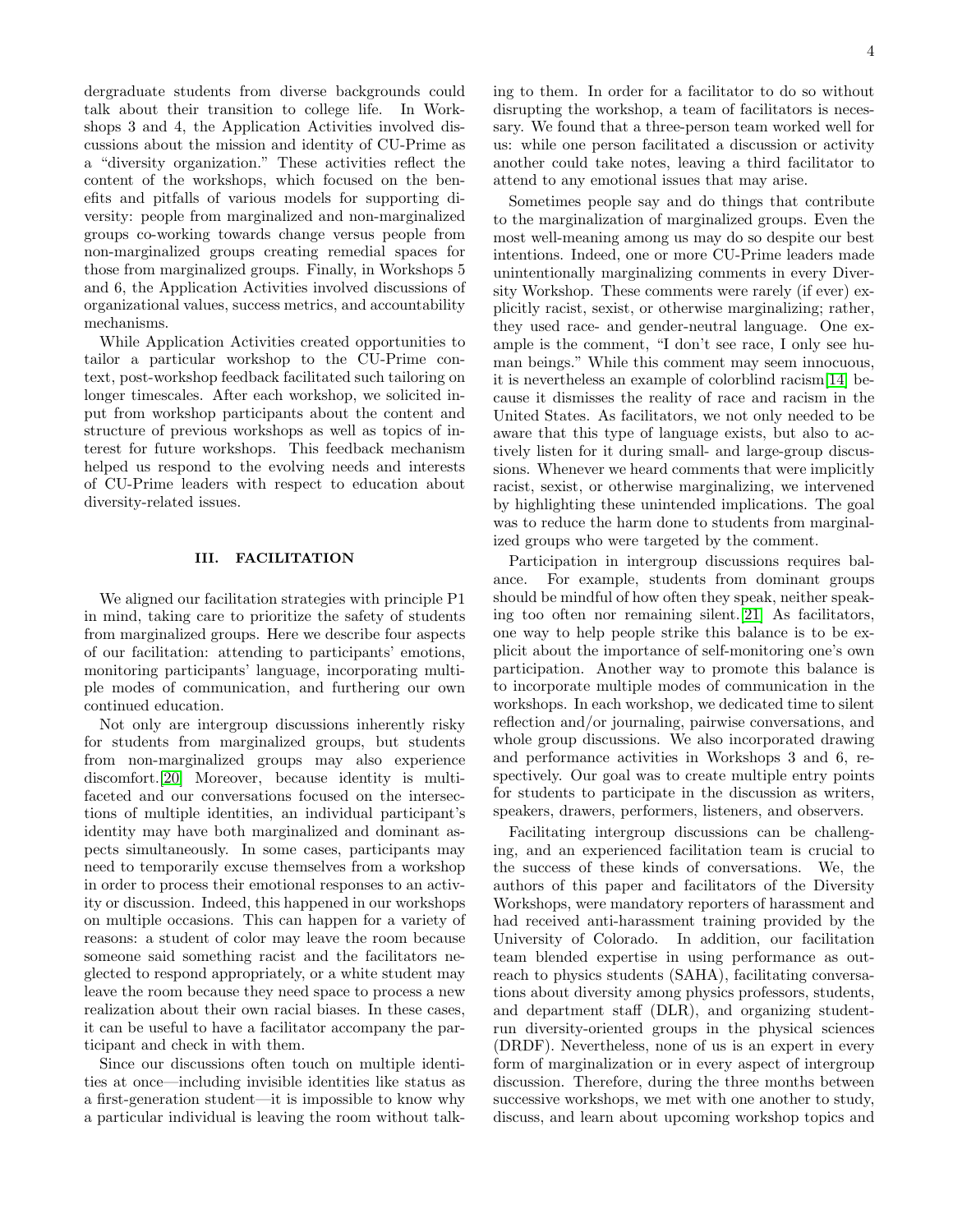dergraduate students from diverse backgrounds could talk about their transition to college life. In Workshops 3 and 4, the Application Activities involved discussions about the mission and identity of CU-Prime as a "diversity organization." These activities reflect the content of the workshops, which focused on the benefits and pitfalls of various models for supporting diversity: people from marginalized and non-marginalized groups co-working towards change versus people from non-marginalized groups creating remedial spaces for those from marginalized groups. Finally, in Workshops 5 and 6, the Application Activities involved discussions of organizational values, success metrics, and accountability mechanisms.

While Application Activities created opportunities to tailor a particular workshop to the CU-Prime context, post-workshop feedback facilitated such tailoring on longer timescales. After each workshop, we solicited input from workshop participants about the content and structure of previous workshops as well as topics of interest for future workshops. This feedback mechanism helped us respond to the evolving needs and interests of CU-Prime leaders with respect to education about diversity-related issues.

## III. FACILITATION

We aligned our facilitation strategies with principle P1 in mind, taking care to prioritize the safety of students from marginalized groups. Here we describe four aspects of our facilitation: attending to participants' emotions, monitoring participants' language, incorporating multiple modes of communication, and furthering our own continued education.

Not only are intergroup discussions inherently risky for students from marginalized groups, but students from non-marginalized groups may also experience discomfort.[20] Moreover, because identity is multifaceted and our conversations focused on the intersections of multiple identities, an individual participant's identity may have both marginalized and dominant aspects simultaneously. In some cases, participants may need to temporarily excuse themselves from a workshop in order to process their emotional responses to an activity or discussion. Indeed, this happened in our workshops on multiple occasions. This can happen for a variety of reasons: a student of color may leave the room because someone said something racist and the facilitators neglected to respond appropriately, or a white student may leave the room because they need space to process a new realization about their own racial biases. In these cases, it can be useful to have a facilitator accompany the participant and check in with them.

Since our discussions often touch on multiple identities at once—including invisible identities like status as a first-generation student—it is impossible to know why a particular individual is leaving the room without talking to them. In order for a facilitator to do so without disrupting the workshop, a team of facilitators is necessary. We found that a three-person team worked well for us: while one person facilitated a discussion or activity another could take notes, leaving a third facilitator to attend to any emotional issues that may arise.

Sometimes people say and do things that contribute to the marginalization of marginalized groups. Even the most well-meaning among us may do so despite our best intentions. Indeed, one or more CU-Prime leaders made unintentionally marginalizing comments in every Diversity Workshop. These comments were rarely (if ever) explicitly racist, sexist, or otherwise marginalizing; rather, they used race- and gender-neutral language. One example is the comment, "I don't see race, I only see human beings." While this comment may seem innocuous, it is nevertheless an example of colorblind racism[14] because it dismisses the reality of race and racism in the United States. As facilitators, we not only needed to be aware that this type of language exists, but also to actively listen for it during small- and large-group discussions. Whenever we heard comments that were implicitly racist, sexist, or otherwise marginalizing, we intervened by highlighting these unintended implications. The goal was to reduce the harm done to students from marginalized groups who were targeted by the comment.

Participation in intergroup discussions requires balance. For example, students from dominant groups should be mindful of how often they speak, neither speaking too often nor remaining silent.[21] As facilitators, one way to help people strike this balance is to be explicit about the importance of self-monitoring one's own participation. Another way to promote this balance is to incorporate multiple modes of communication in the workshops. In each workshop, we dedicated time to silent reflection and/or journaling, pairwise conversations, and whole group discussions. We also incorporated drawing and performance activities in Workshops 3 and 6, respectively. Our goal was to create multiple entry points for students to participate in the discussion as writers, speakers, drawers, performers, listeners, and observers.

Facilitating intergroup discussions can be challenging, and an experienced facilitation team is crucial to the success of these kinds of conversations. We, the authors of this paper and facilitators of the Diversity Workshops, were mandatory reporters of harassment and had received anti-harassment training provided by the University of Colorado. In addition, our facilitation team blended expertise in using performance as outreach to physics students (SAHA), facilitating conversations about diversity among physics professors, students, and department staff (DLR), and organizing student-run diversity-oriented groups in the physical sciences (DRDF). Nevertheless, none of us is an expert in every form of marginalization or in every aspect of intergroup discussion. Therefore, during the three months between successive workshops, we met with one another to study, discuss, and learn about upcoming workshop topics and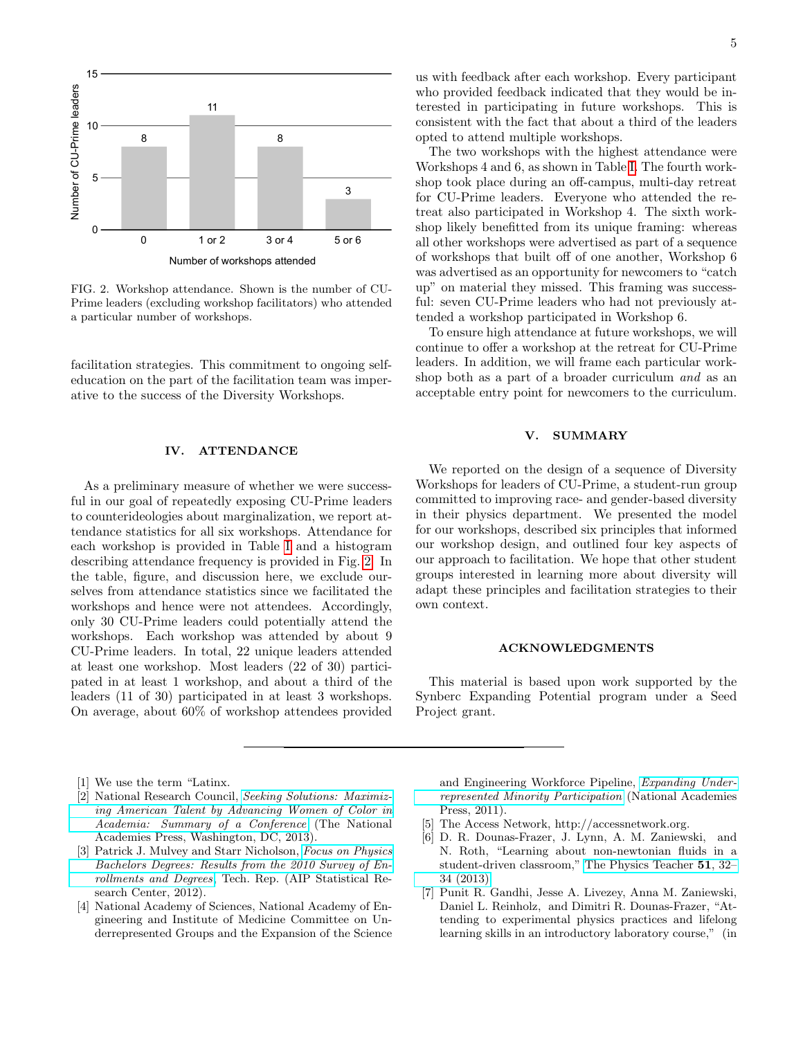FIG. 2. Workshop attendance. Shown is the number of CU-Prime leaders (excluding workshop facilitators) who attended a particular number of workshops.

facilitation strategies. This commitment to ongoing self-education on the part of the facilitation team was imperative to the success of the Diversity Workshops.

## IV. ATTENDANCE

As a preliminary measure of whether we were successful in our goal of repeatedly exposing CU-Prime leaders to counterideologies about marginalization, we report attendance statistics for all six workshops. Attendance for each workshop is provided in Table I and a histogram describing attendance frequency is provided in Fig. 2. In the table, figure, and discussion here, we exclude ourselves from attendance statistics since we facilitated the workshops and hence were not attendees. Accordingly, only 30 CU-Prime leaders could potentially attend the workshops. Each workshop was attended by about 9 CU-Prime leaders. In total, 22 unique leaders attended at least one workshop. Most leaders (22 of 30) participated in at least 1 workshop, and about a third of the leaders (11 of 30) participated in at least 3 workshops. On average, about 60% of workshop attendees provided us with feedback after each workshop. Every participant who provided feedback indicated that they would be interested in participating in future workshops. This is consistent with the fact that about a third of the leaders opted to attend multiple workshops.

The two workshops with the highest attendance were Workshops 4 and 6, as shown in Table I. The fourth workshop took place during an off-campus, multi-day retreat for CU-Prime leaders. Everyone who attended the retreat also participated in Workshop 4. The sixth workshop likely benefitted from its unique framing: whereas all other workshops were advertised as part of a sequence of workshops that built off of one another, Workshop 6 was advertised as an opportunity for newcomers to "catch up" on material they missed. This framing was successful: seven CU-Prime leaders who had not previously attended a workshop participated in Workshop 6.

To ensure high attendance at future workshops, we will continue to offer a workshop at the retreat for CU-Prime leaders. In addition, we will frame each particular workshop both as a part of a broader curriculum *and* as an acceptable entry point for newcomers to the curriculum.

## V. SUMMARY

We reported on the design of a sequence of Diversity Workshops for leaders of CU-Prime, a student-run group committed to improving race- and gender-based diversity in their physics department. We presented the model for our workshops, described six principles that informed our workshop design, and outlined four key aspects of our approach to facilitation. We hope that other student groups interested in learning more about diversity will adapt these principles and facilitation strategies to their own context.

## ACKNOWLEDGMENTS

This material is based upon work supported by the Synberc Expanding Potential program under a Seed Project grant.

---

[1] We use the term "Latinx.

[2] National Research Council, *Seeking Solutions: Maximizing American Talent by Advancing Women of Color in Academia: Summary of a Conference* (The National Academies Press, Washington, DC, 2013).

[3] Patrick J. Mulvey and Starr Nicholson, *Focus on Physics Bachelors Degrees: Results from the 2010 Survey of Enrollments and Degrees*, Tech. Rep. (AIP Statistical Research Center, 2012).

[4] National Academy of Sciences, National Academy of Engineering and Institute of Medicine Committee on Underrepresented Groups and the Expansion of the Science and Engineering Workforce Pipeline, *Expanding Underrepresented Minority Participation* (National Academies Press, 2011).

[5] The Access Network, http://accessnetwork.org.

[6] D. R. Dounas-Frazer, J. Lynn, A. M. Zaniewski, and N. Roth, "Learning about non-newtonian fluids in a student-driven classroom," The Physics Teacher **51**, 32–34 (2013).

[7] Punit R. Gandhi, Jesse A. Livezey, Anna M. Zaniewski, Daniel L. Reinholz, and Dimitri R. Dounas-Frazer, "Attending to experimental physics practices and lifelong learning skills in an introductory laboratory course," (in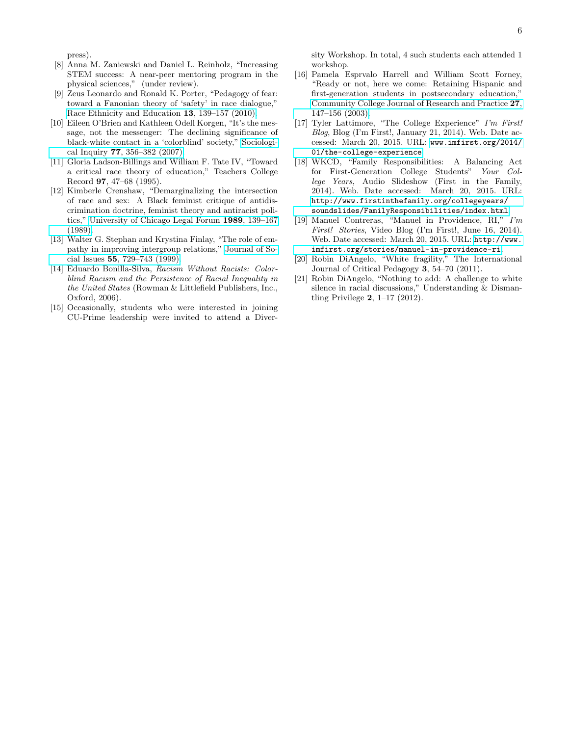press).

[8] Anna M. Zaniewski and Daniel L. Reinholz, "Increasing STEM success: A near-peer mentoring program in the physical sciences," (under review).

[9] Zeus Leonardo and Ronald K. Porter, "Pedagogy of fear: toward a Fanonian theory of 'safety' in race dialogue," Race Ethnicity and Education **13**, 139–157 (2010).

[10] Eileen O'Brien and Kathleen Odell Korgen, "It's the message, not the messenger: The declining significance of black-white contact in a 'colorblind' society," Sociological Inquiry **77**, 356–382 (2007).

[11] Gloria Ladson-Billings and William F. Tate IV, "Toward a critical race theory of education," Teachers College Record **97**, 47–68 (1995).

[12] Kimberle Crenshaw, "Demarginalizing the intersection of race and sex: A Black feminist critique of antidiscrimination doctrine, feminist theory and antiracist politics," University of Chicago Legal Forum **1989**, 139–167 (1989).

[13] Walter G. Stephan and Krystina Finlay, "The role of empathy in improving intergroup relations," Journal of Social Issues **55**, 729–743 (1999).

[14] Eduardo Bonilla-Silva, *Racism Without Racists: Colorblind Racism and the Persistence of Racial Inequality in the United States* (Rowman & Littlefield Publishers, Inc., Oxford, 2006).

[15] Occasionally, students who were interested in joining CU-Prime leadership were invited to attend a Diversity Workshop. In total, 4 such students each attended 1 workshop.

[16] Pamela Esprvalo Harrell and William Scott Forney, "Ready or not, here we come: Retaining Hispanic and first-generation students in postsecondary education," Community College Journal of Research and Practice **27**, 147–156 (2003).

[17] Tyler Lattimore, "The College Experience" *I'm First! Blog*, Blog (I'm First!, January 21, 2014). Web. Date accessed: March 20, 2015. URL: `www.imfirst.org/2014/01/the-college-experience`

[18] WKCD, "Family Responsibilities: A Balancing Act for First-Generation College Students" *Your College Years*, Audio Slideshow (First in the Family, 2014). Web. Date accessed: March 20, 2015. URL: `http://www.firstinthefamily.org/collegeyears/soundslides/FamilyResponsibilities/index.html`.

[19] Manuel Contreras, "Manuel in Providence, RI," *I'm First! Stories*, Video Blog (I'm First!, June 16, 2014). Web. Date accessed: March 20, 2015. URL: `http://www.imfirst.org/stories/manuel-in-providence-ri`.

[20] Robin DiAngelo, "White fragility," The International Journal of Critical Pedagogy **3**, 54–70 (2011).

[21] Robin DiAngelo, "Nothing to add: A challenge to white silence in racial discussions," Understanding & Dismantling Privilege **2**, 1–17 (2012).